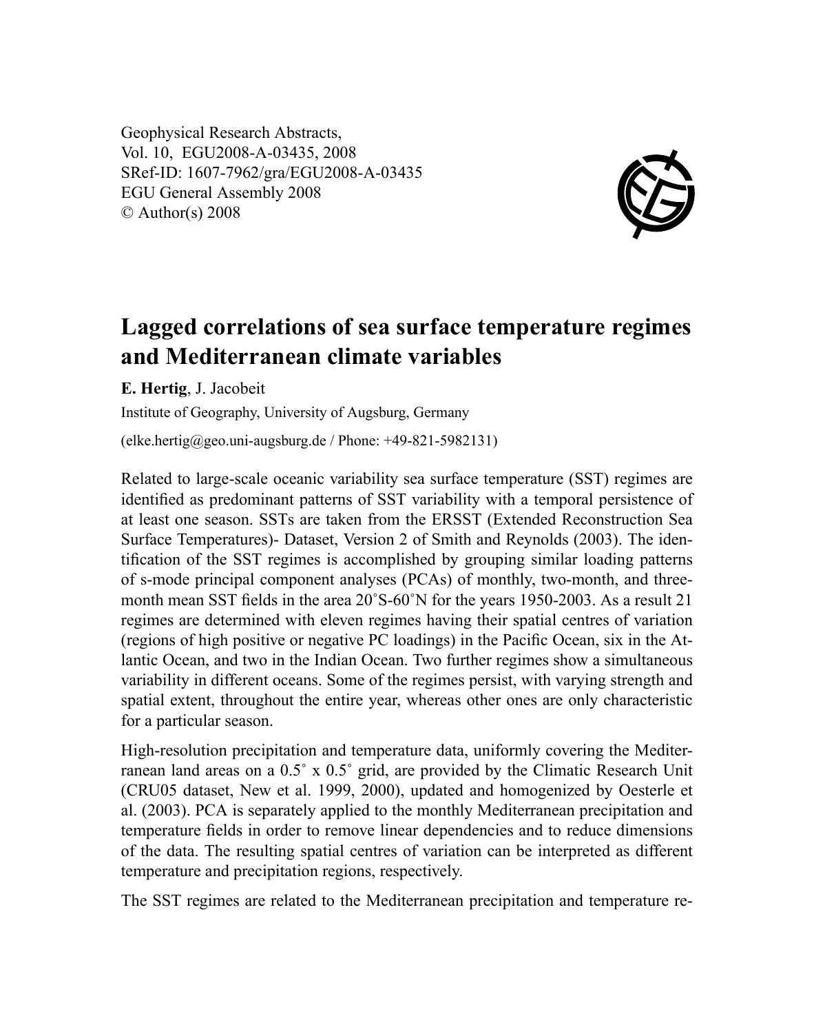Geophysical Research Abstracts,
Vol. 10, EGU2008-A-03435, 2008
SRef-ID: 1607-7962/gra/EGU2008-A-03435
EGU General Assembly 2008
© Author(s) 2008

# Lagged correlations of sea surface temperature regimes and Mediterranean climate variables

**E. Hertig**, J. Jacobeit

Institute of Geography, University of Augsburg, Germany

(elke.hertig@geo.uni-augsburg.de / Phone: +49-821-5982131)

Related to large-scale oceanic variability sea surface temperature (SST) regimes are identified as predominant patterns of SST variability with a temporal persistence of at least one season. SSTs are taken from the ERSST (Extended Reconstruction Sea Surface Temperatures)- Dataset, Version 2 of Smith and Reynolds (2003). The identification of the SST regimes is accomplished by grouping similar loading patterns of s-mode principal component analyses (PCAs) of monthly, two-month, and three-month mean SST fields in the area 20°S-60°N for the years 1950-2003. As a result 21 regimes are determined with eleven regimes having their spatial centres of variation (regions of high positive or negative PC loadings) in the Pacific Ocean, six in the Atlantic Ocean, and two in the Indian Ocean. Two further regimes show a simultaneous variability in different oceans. Some of the regimes persist, with varying strength and spatial extent, throughout the entire year, whereas other ones are only characteristic for a particular season.

High-resolution precipitation and temperature data, uniformly covering the Mediterranean land areas on a 0.5° x 0.5° grid, are provided by the Climatic Research Unit (CRU05 dataset, New et al. 1999, 2000), updated and homogenized by Oesterle et al. (2003). PCA is separately applied to the monthly Mediterranean precipitation and temperature fields in order to remove linear dependencies and to reduce dimensions of the data. The resulting spatial centres of variation can be interpreted as different temperature and precipitation regions, respectively.

The SST regimes are related to the Mediterranean precipitation and temperature re-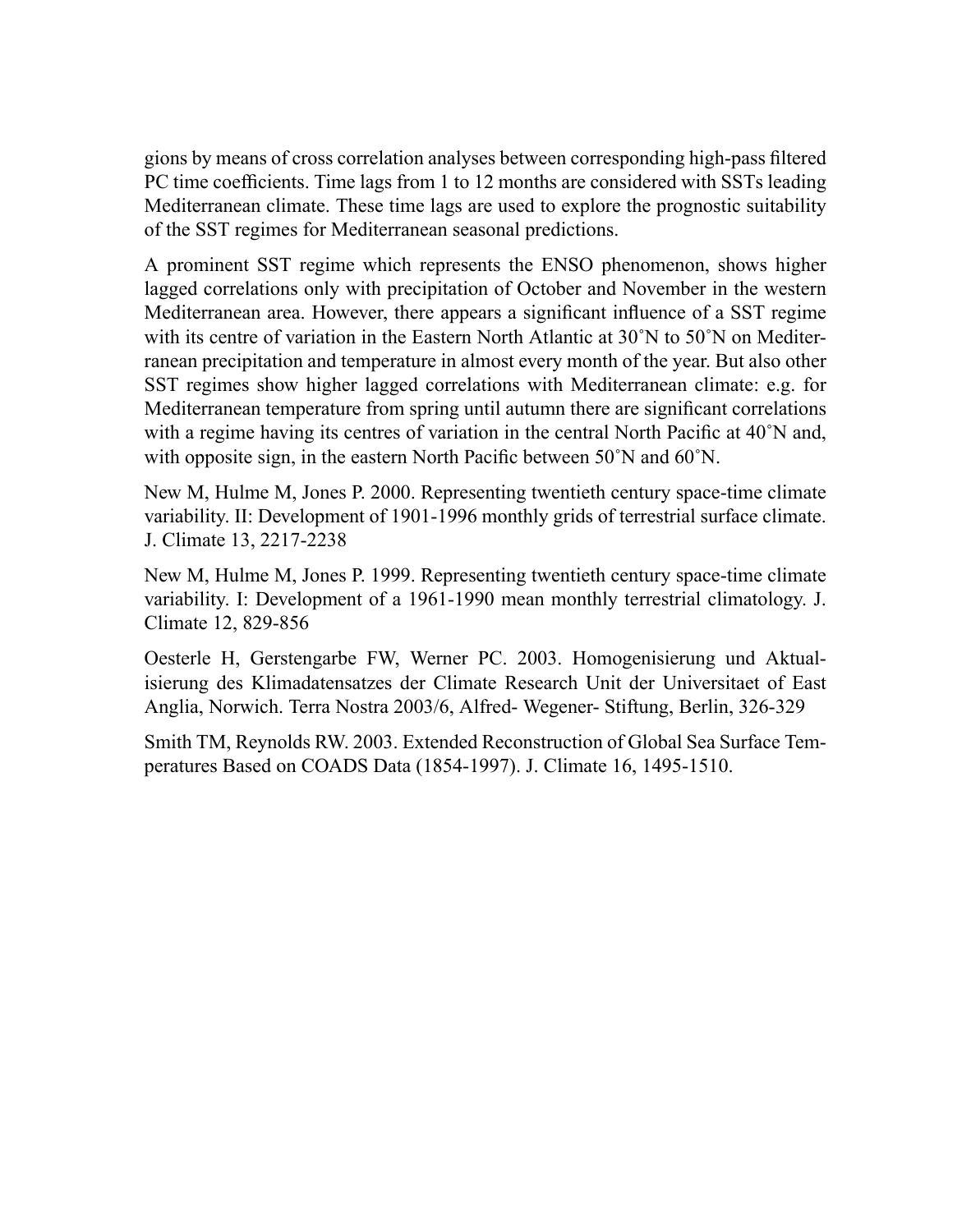gions by means of cross correlation analyses between corresponding high-pass filtered PC time coefficients. Time lags from 1 to 12 months are considered with SSTs leading Mediterranean climate. These time lags are used to explore the prognostic suitability of the SST regimes for Mediterranean seasonal predictions.

A prominent SST regime which represents the ENSO phenomenon, shows higher lagged correlations only with precipitation of October and November in the western Mediterranean area. However, there appears a significant influence of a SST regime with its centre of variation in the Eastern North Atlantic at 30˚N to 50˚N on Mediterranean precipitation and temperature in almost every month of the year. But also other SST regimes show higher lagged correlations with Mediterranean climate: e.g. for Mediterranean temperature from spring until autumn there are significant correlations with a regime having its centres of variation in the central North Pacific at 40˚N and, with opposite sign, in the eastern North Pacific between 50˚N and 60˚N.

New M, Hulme M, Jones P. 2000. Representing twentieth century space-time climate variability. II: Development of 1901-1996 monthly grids of terrestrial surface climate. J. Climate 13, 2217-2238

New M, Hulme M, Jones P. 1999. Representing twentieth century space-time climate variability. I: Development of a 1961-1990 mean monthly terrestrial climatology. J. Climate 12, 829-856

Oesterle H, Gerstengarbe FW, Werner PC. 2003. Homogenisierung und Aktualisierung des Klimadatensatzes der Climate Research Unit der Universitaet of East Anglia, Norwich. Terra Nostra 2003/6, Alfred- Wegener- Stiftung, Berlin, 326-329

Smith TM, Reynolds RW. 2003. Extended Reconstruction of Global Sea Surface Temperatures Based on COADS Data (1854-1997). J. Climate 16, 1495-1510.